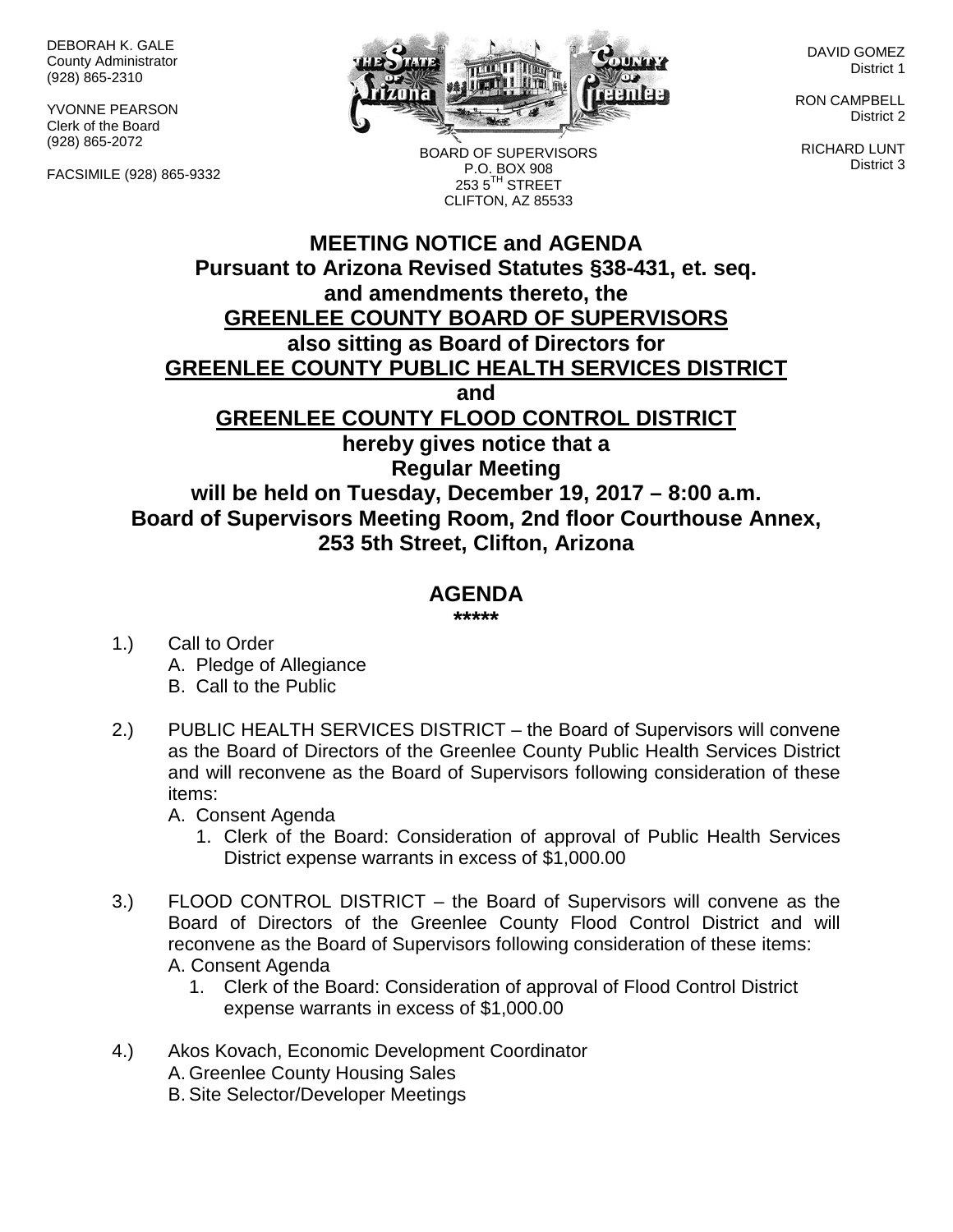DEBORAH K. GALE
County Administrator
(928) 865-2310

YVONNE PEARSON
Clerk of the Board
(928) 865-2072

FACSIMILE (928) 865-9332

BOARD OF SUPERVISORS
P.O. BOX 908
253 5TH STREET
CLIFTON, AZ 85533

DAVID GOMEZ
District 1

RON CAMPBELL
District 2

RICHARD LUNT
District 3

# MEETING NOTICE and AGENDA

**Pursuant to Arizona Revised Statutes §38-431, et. seq.
and amendments thereto, the
GREENLEE COUNTY BOARD OF SUPERVISORS
also sitting as Board of Directors for
GREENLEE COUNTY PUBLIC HEALTH SERVICES DISTRICT
and
GREENLEE COUNTY FLOOD CONTROL DISTRICT
hereby gives notice that a
Regular Meeting
will be held on Tuesday, December 19, 2017 – 8:00 a.m.
Board of Supervisors Meeting Room, 2nd floor Courthouse Annex,
253 5th Street, Clifton, Arizona**

## AGENDA

*****

1.) Call to Order
   A. Pledge of Allegiance
   B. Call to the Public

2.) PUBLIC HEALTH SERVICES DISTRICT – the Board of Supervisors will convene as the Board of Directors of the Greenlee County Public Health Services District and will reconvene as the Board of Supervisors following consideration of these items:
   A. Consent Agenda
      1. Clerk of the Board: Consideration of approval of Public Health Services District expense warrants in excess of $1,000.00

3.) FLOOD CONTROL DISTRICT – the Board of Supervisors will convene as the Board of Directors of the Greenlee County Flood Control District and will reconvene as the Board of Supervisors following consideration of these items:
   A. Consent Agenda
      1. Clerk of the Board: Consideration of approval of Flood Control District expense warrants in excess of $1,000.00

4.) Akos Kovach, Economic Development Coordinator
   A. Greenlee County Housing Sales
   B. Site Selector/Developer Meetings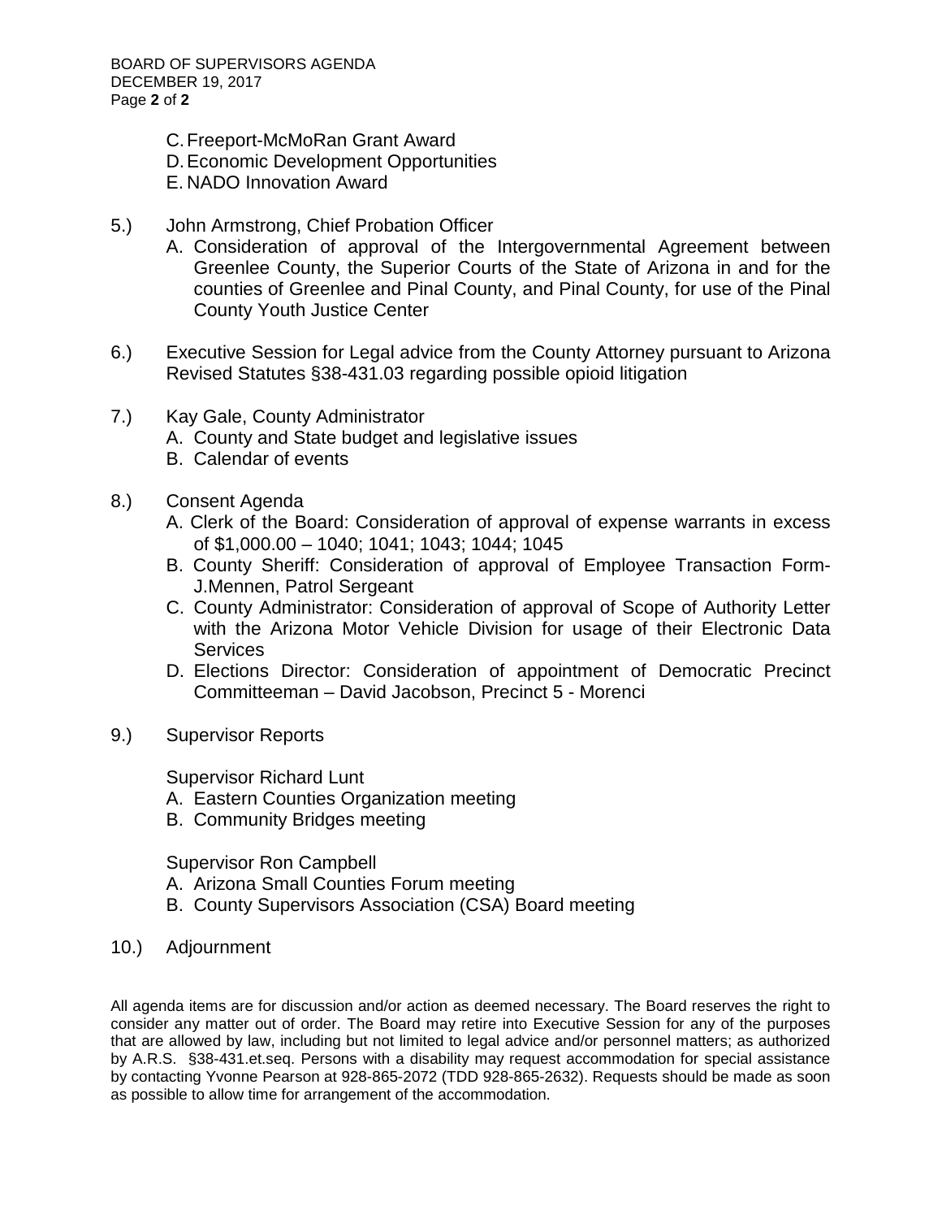C. Freeport-McMoRan Grant Award
D. Economic Development Opportunities
E. NADO Innovation Award

5.) John Armstrong, Chief Probation Officer
   A. Consideration of approval of the Intergovernmental Agreement between Greenlee County, the Superior Courts of the State of Arizona in and for the counties of Greenlee and Pinal County, and Pinal County, for use of the Pinal County Youth Justice Center

6.) Executive Session for Legal advice from the County Attorney pursuant to Arizona Revised Statutes §38-431.03 regarding possible opioid litigation

7.) Kay Gale, County Administrator
   A. County and State budget and legislative issues
   B. Calendar of events

8.) Consent Agenda
   A. Clerk of the Board: Consideration of approval of expense warrants in excess of $1,000.00 – 1040; 1041; 1043; 1044; 1045
   B. County Sheriff: Consideration of approval of Employee Transaction Form- J.Mennen, Patrol Sergeant
   C. County Administrator: Consideration of approval of Scope of Authority Letter with the Arizona Motor Vehicle Division for usage of their Electronic Data Services
   D. Elections Director: Consideration of appointment of Democratic Precinct Committeeman – David Jacobson, Precinct 5 - Morenci

9.) Supervisor Reports

   Supervisor Richard Lunt
   A. Eastern Counties Organization meeting
   B. Community Bridges meeting

   Supervisor Ron Campbell
   A. Arizona Small Counties Forum meeting
   B. County Supervisors Association (CSA) Board meeting

10.) Adjournment

All agenda items are for discussion and/or action as deemed necessary. The Board reserves the right to consider any matter out of order. The Board may retire into Executive Session for any of the purposes that are allowed by law, including but not limited to legal advice and/or personnel matters; as authorized by A.R.S. §38-431.et.seq. Persons with a disability may request accommodation for special assistance by contacting Yvonne Pearson at 928-865-2072 (TDD 928-865-2632). Requests should be made as soon as possible to allow time for arrangement of the accommodation.